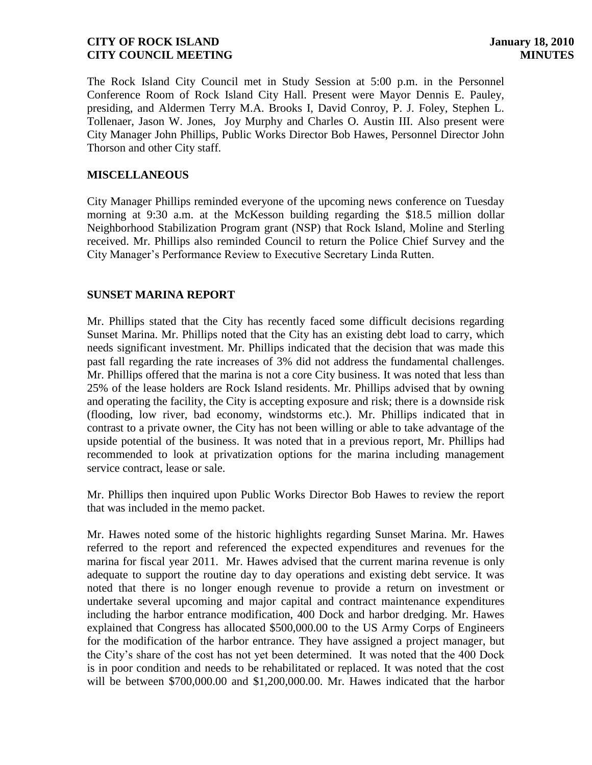The Rock Island City Council met in Study Session at 5:00 p.m. in the Personnel Conference Room of Rock Island City Hall. Present were Mayor Dennis E. Pauley, presiding, and Aldermen Terry M.A. Brooks I, David Conroy, P. J. Foley, Stephen L. Tollenaer, Jason W. Jones, Joy Murphy and Charles O. Austin III. Also present were City Manager John Phillips, Public Works Director Bob Hawes, Personnel Director John Thorson and other City staff.

## MISCELLANEOUS

City Manager Phillips reminded everyone of the upcoming news conference on Tuesday morning at 9:30 a.m. at the McKesson building regarding the $18.5 million dollar Neighborhood Stabilization Program grant (NSP) that Rock Island, Moline and Sterling received. Mr. Phillips also reminded Council to return the Police Chief Survey and the City Manager's Performance Review to Executive Secretary Linda Rutten.

## SUNSET MARINA REPORT

Mr. Phillips stated that the City has recently faced some difficult decisions regarding Sunset Marina. Mr. Phillips noted that the City has an existing debt load to carry, which needs significant investment. Mr. Phillips indicated that the decision that was made this past fall regarding the rate increases of 3% did not address the fundamental challenges. Mr. Phillips offered that the marina is not a core City business. It was noted that less than 25% of the lease holders are Rock Island residents. Mr. Phillips advised that by owning and operating the facility, the City is accepting exposure and risk; there is a downside risk (flooding, low river, bad economy, windstorms etc.). Mr. Phillips indicated that in contrast to a private owner, the City has not been willing or able to take advantage of the upside potential of the business. It was noted that in a previous report, Mr. Phillips had recommended to look at privatization options for the marina including management service contract, lease or sale.

Mr. Phillips then inquired upon Public Works Director Bob Hawes to review the report that was included in the memo packet.

Mr. Hawes noted some of the historic highlights regarding Sunset Marina. Mr. Hawes referred to the report and referenced the expected expenditures and revenues for the marina for fiscal year 2011. Mr. Hawes advised that the current marina revenue is only adequate to support the routine day to day operations and existing debt service. It was noted that there is no longer enough revenue to provide a return on investment or undertake several upcoming and major capital and contract maintenance expenditures including the harbor entrance modification, 400 Dock and harbor dredging. Mr. Hawes explained that Congress has allocated $500,000.00 to the US Army Corps of Engineers for the modification of the harbor entrance. They have assigned a project manager, but the City's share of the cost has not yet been determined. It was noted that the 400 Dock is in poor condition and needs to be rehabilitated or replaced. It was noted that the cost will be between $700,000.00 and $1,200,000.00. Mr. Hawes indicated that the harbor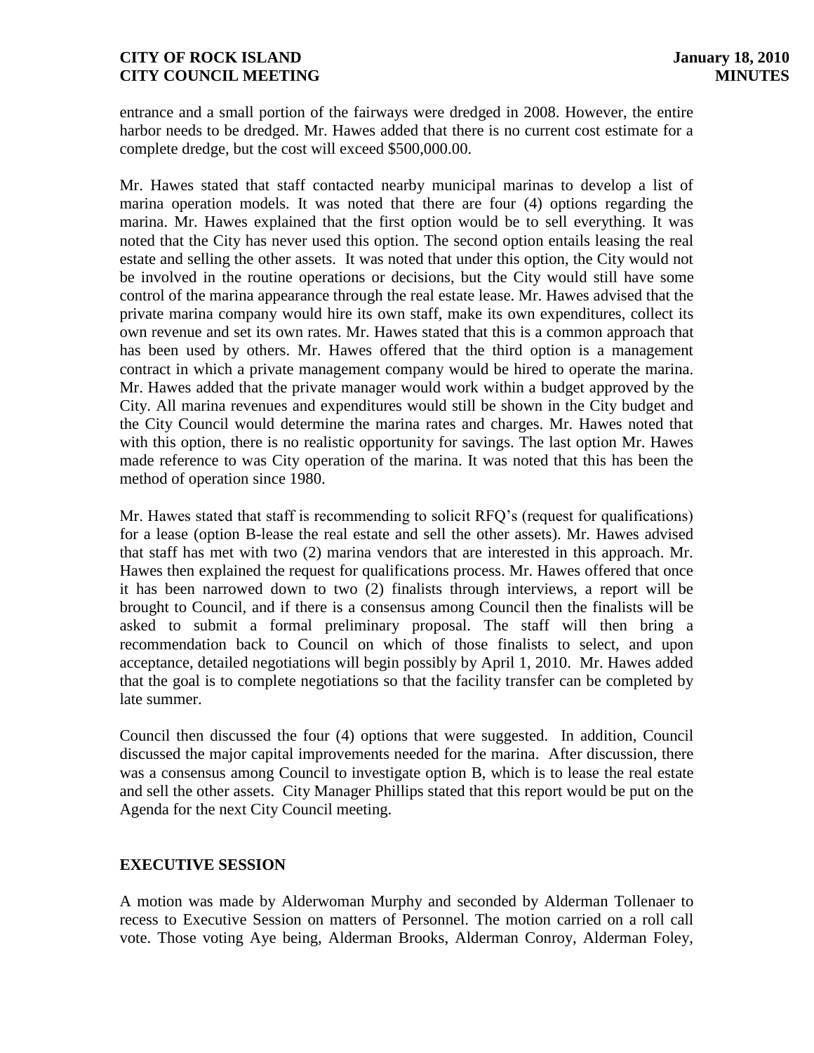entrance and a small portion of the fairways were dredged in 2008. However, the entire harbor needs to be dredged. Mr. Hawes added that there is no current cost estimate for a complete dredge, but the cost will exceed $500,000.00.

Mr. Hawes stated that staff contacted nearby municipal marinas to develop a list of marina operation models. It was noted that there are four (4) options regarding the marina. Mr. Hawes explained that the first option would be to sell everything. It was noted that the City has never used this option. The second option entails leasing the real estate and selling the other assets. It was noted that under this option, the City would not be involved in the routine operations or decisions, but the City would still have some control of the marina appearance through the real estate lease. Mr. Hawes advised that the private marina company would hire its own staff, make its own expenditures, collect its own revenue and set its own rates. Mr. Hawes stated that this is a common approach that has been used by others. Mr. Hawes offered that the third option is a management contract in which a private management company would be hired to operate the marina. Mr. Hawes added that the private manager would work within a budget approved by the City. All marina revenues and expenditures would still be shown in the City budget and the City Council would determine the marina rates and charges. Mr. Hawes noted that with this option, there is no realistic opportunity for savings. The last option Mr. Hawes made reference to was City operation of the marina. It was noted that this has been the method of operation since 1980.

Mr. Hawes stated that staff is recommending to solicit RFQ's (request for qualifications) for a lease (option B-lease the real estate and sell the other assets). Mr. Hawes advised that staff has met with two (2) marina vendors that are interested in this approach. Mr. Hawes then explained the request for qualifications process. Mr. Hawes offered that once it has been narrowed down to two (2) finalists through interviews, a report will be brought to Council, and if there is a consensus among Council then the finalists will be asked to submit a formal preliminary proposal. The staff will then bring a recommendation back to Council on which of those finalists to select, and upon acceptance, detailed negotiations will begin possibly by April 1, 2010. Mr. Hawes added that the goal is to complete negotiations so that the facility transfer can be completed by late summer.

Council then discussed the four (4) options that were suggested. In addition, Council discussed the major capital improvements needed for the marina. After discussion, there was a consensus among Council to investigate option B, which is to lease the real estate and sell the other assets. City Manager Phillips stated that this report would be put on the Agenda for the next City Council meeting.

## EXECUTIVE SESSION

A motion was made by Alderwoman Murphy and seconded by Alderman Tollenaer to recess to Executive Session on matters of Personnel. The motion carried on a roll call vote. Those voting Aye being, Alderman Brooks, Alderman Conroy, Alderman Foley,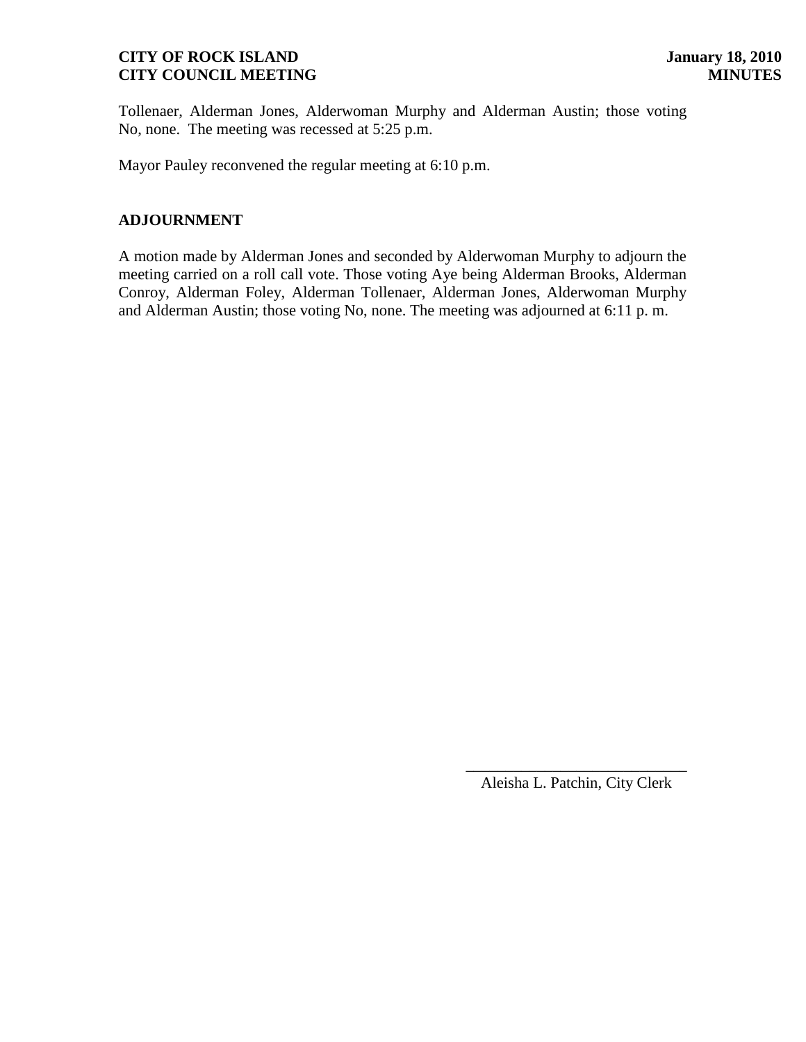Tollenaer, Alderman Jones, Alderwoman Murphy and Alderman Austin; those voting No, none. The meeting was recessed at 5:25 p.m.

Mayor Pauley reconvened the regular meeting at 6:10 p.m.

**ADJOURNMENT**

A motion made by Alderman Jones and seconded by Alderwoman Murphy to adjourn the meeting carried on a roll call vote. Those voting Aye being Alderman Brooks, Alderman Conroy, Alderman Foley, Alderman Tollenaer, Alderman Jones, Alderwoman Murphy and Alderman Austin; those voting No, none. The meeting was adjourned at 6:11 p. m.

\_\_\_\_\_\_\_\_\_\_\_\_\_\_\_\_\_\_\_\_\_\_\_\_\_\_\_\_\_\_

Aleisha L. Patchin, City Clerk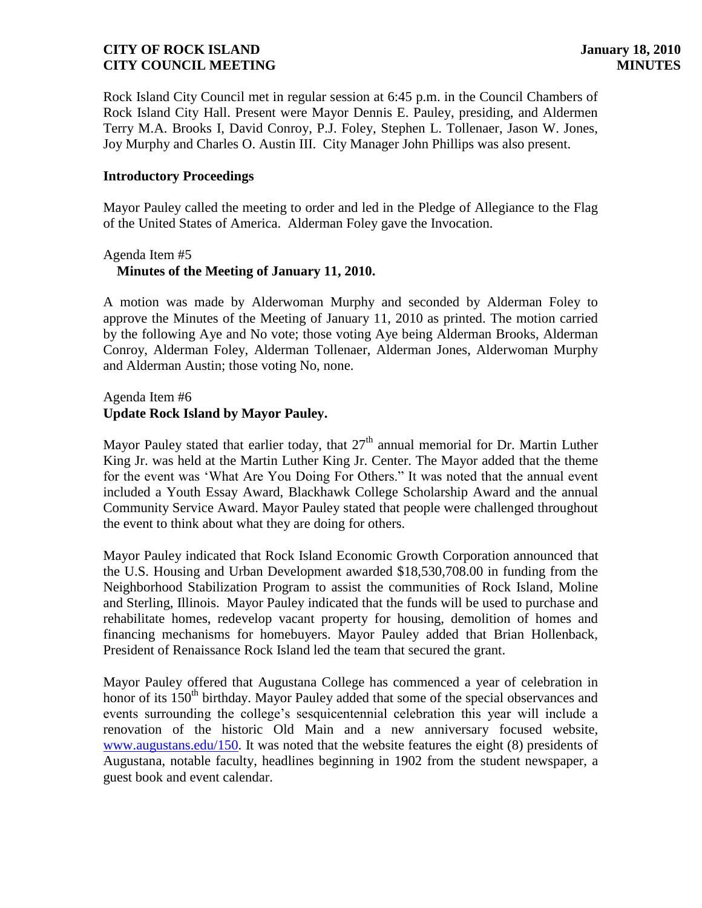Rock Island City Council met in regular session at 6:45 p.m. in the Council Chambers of Rock Island City Hall. Present were Mayor Dennis E. Pauley, presiding, and Aldermen Terry M.A. Brooks I, David Conroy, P.J. Foley, Stephen L. Tollenaer, Jason W. Jones, Joy Murphy and Charles O. Austin III. City Manager John Phillips was also present.

**Introductory Proceedings**

Mayor Pauley called the meeting to order and led in the Pledge of Allegiance to the Flag of the United States of America. Alderman Foley gave the Invocation.

Agenda Item #5
**Minutes of the Meeting of January 11, 2010.**

A motion was made by Alderwoman Murphy and seconded by Alderman Foley to approve the Minutes of the Meeting of January 11, 2010 as printed. The motion carried by the following Aye and No vote; those voting Aye being Alderman Brooks, Alderman Conroy, Alderman Foley, Alderman Tollenaer, Alderman Jones, Alderwoman Murphy and Alderman Austin; those voting No, none.

Agenda Item #6
**Update Rock Island by Mayor Pauley.**

Mayor Pauley stated that earlier today, that 27th annual memorial for Dr. Martin Luther King Jr. was held at the Martin Luther King Jr. Center. The Mayor added that the theme for the event was 'What Are You Doing For Others." It was noted that the annual event included a Youth Essay Award, Blackhawk College Scholarship Award and the annual Community Service Award. Mayor Pauley stated that people were challenged throughout the event to think about what they are doing for others.

Mayor Pauley indicated that Rock Island Economic Growth Corporation announced that the U.S. Housing and Urban Development awarded $18,530,708.00 in funding from the Neighborhood Stabilization Program to assist the communities of Rock Island, Moline and Sterling, Illinois. Mayor Pauley indicated that the funds will be used to purchase and rehabilitate homes, redevelop vacant property for housing, demolition of homes and financing mechanisms for homebuyers. Mayor Pauley added that Brian Hollenback, President of Renaissance Rock Island led the team that secured the grant.

Mayor Pauley offered that Augustana College has commenced a year of celebration in honor of its 150th birthday. Mayor Pauley added that some of the special observances and events surrounding the college's sesquicentennial celebration this year will include a renovation of the historic Old Main and a new anniversary focused website, www.augustans.edu/150. It was noted that the website features the eight (8) presidents of Augustana, notable faculty, headlines beginning in 1902 from the student newspaper, a guest book and event calendar.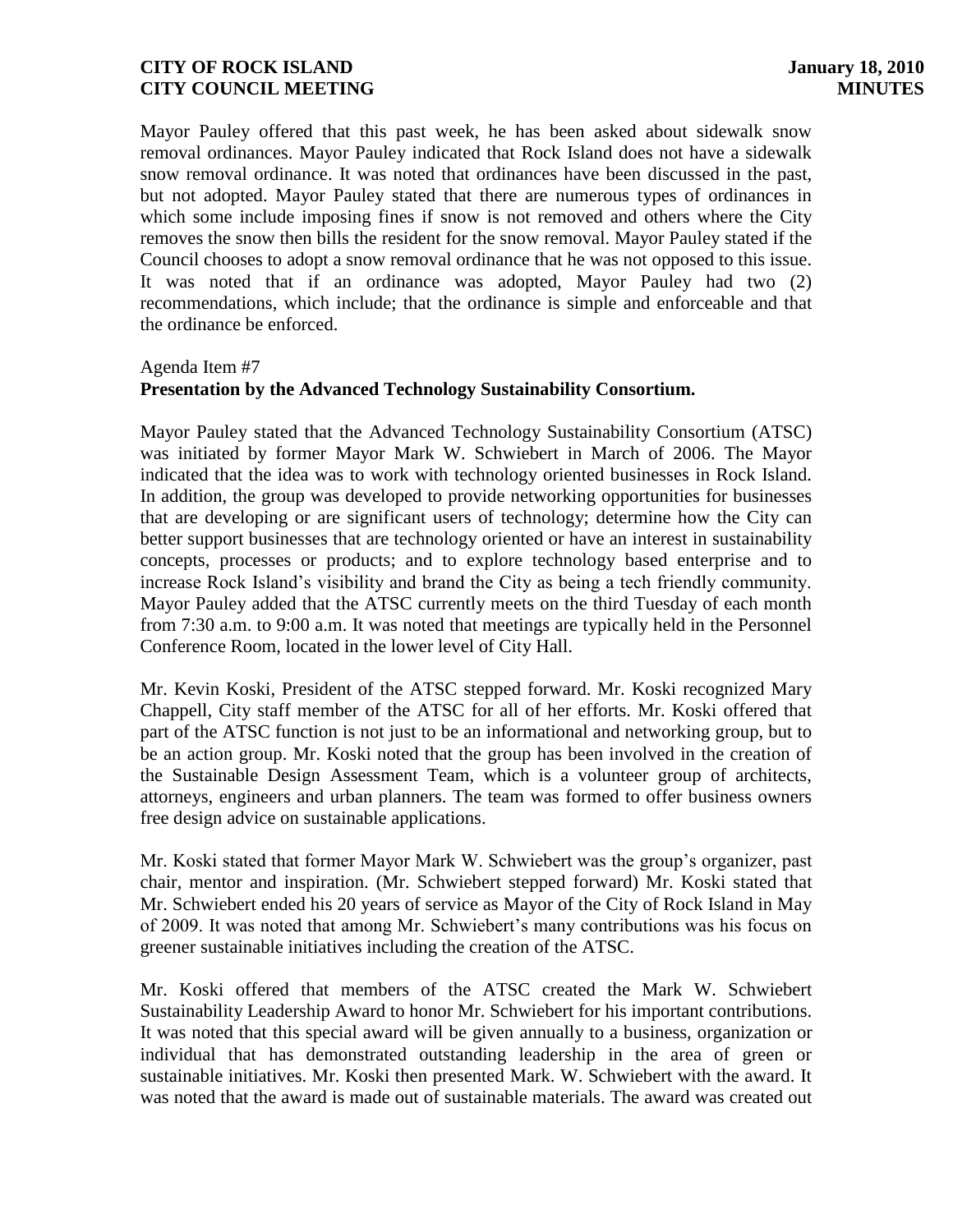Mayor Pauley offered that this past week, he has been asked about sidewalk snow removal ordinances. Mayor Pauley indicated that Rock Island does not have a sidewalk snow removal ordinance. It was noted that ordinances have been discussed in the past, but not adopted. Mayor Pauley stated that there are numerous types of ordinances in which some include imposing fines if snow is not removed and others where the City removes the snow then bills the resident for the snow removal. Mayor Pauley stated if the Council chooses to adopt a snow removal ordinance that he was not opposed to this issue. It was noted that if an ordinance was adopted, Mayor Pauley had two (2) recommendations, which include; that the ordinance is simple and enforceable and that the ordinance be enforced.

Agenda Item #7

**Presentation by the Advanced Technology Sustainability Consortium.**

Mayor Pauley stated that the Advanced Technology Sustainability Consortium (ATSC) was initiated by former Mayor Mark W. Schwiebert in March of 2006. The Mayor indicated that the idea was to work with technology oriented businesses in Rock Island. In addition, the group was developed to provide networking opportunities for businesses that are developing or are significant users of technology; determine how the City can better support businesses that are technology oriented or have an interest in sustainability concepts, processes or products; and to explore technology based enterprise and to increase Rock Island's visibility and brand the City as being a tech friendly community. Mayor Pauley added that the ATSC currently meets on the third Tuesday of each month from 7:30 a.m. to 9:00 a.m. It was noted that meetings are typically held in the Personnel Conference Room, located in the lower level of City Hall.

Mr. Kevin Koski, President of the ATSC stepped forward. Mr. Koski recognized Mary Chappell, City staff member of the ATSC for all of her efforts. Mr. Koski offered that part of the ATSC function is not just to be an informational and networking group, but to be an action group. Mr. Koski noted that the group has been involved in the creation of the Sustainable Design Assessment Team, which is a volunteer group of architects, attorneys, engineers and urban planners. The team was formed to offer business owners free design advice on sustainable applications.

Mr. Koski stated that former Mayor Mark W. Schwiebert was the group's organizer, past chair, mentor and inspiration. (Mr. Schwiebert stepped forward) Mr. Koski stated that Mr. Schwiebert ended his 20 years of service as Mayor of the City of Rock Island in May of 2009. It was noted that among Mr. Schwiebert's many contributions was his focus on greener sustainable initiatives including the creation of the ATSC.

Mr. Koski offered that members of the ATSC created the Mark W. Schwiebert Sustainability Leadership Award to honor Mr. Schwiebert for his important contributions. It was noted that this special award will be given annually to a business, organization or individual that has demonstrated outstanding leadership in the area of green or sustainable initiatives. Mr. Koski then presented Mark. W. Schwiebert with the award. It was noted that the award is made out of sustainable materials. The award was created out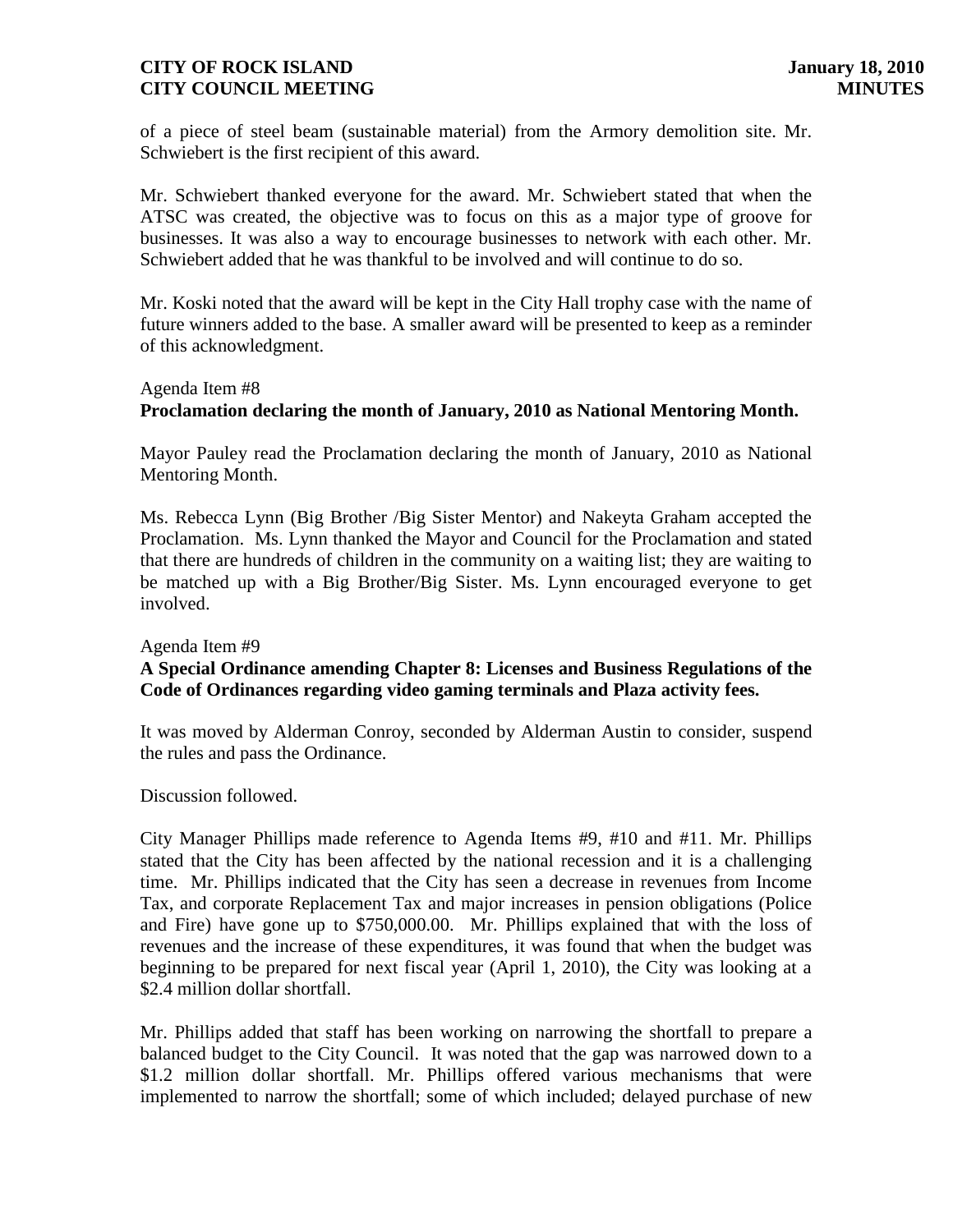of a piece of steel beam (sustainable material) from the Armory demolition site. Mr. Schwiebert is the first recipient of this award.

Mr. Schwiebert thanked everyone for the award. Mr. Schwiebert stated that when the ATSC was created, the objective was to focus on this as a major type of groove for businesses. It was also a way to encourage businesses to network with each other. Mr. Schwiebert added that he was thankful to be involved and will continue to do so.

Mr. Koski noted that the award will be kept in the City Hall trophy case with the name of future winners added to the base. A smaller award will be presented to keep as a reminder of this acknowledgment.

Agenda Item #8
**Proclamation declaring the month of January, 2010 as National Mentoring Month.**

Mayor Pauley read the Proclamation declaring the month of January, 2010 as National Mentoring Month.

Ms. Rebecca Lynn (Big Brother /Big Sister Mentor) and Nakeyta Graham accepted the Proclamation. Ms. Lynn thanked the Mayor and Council for the Proclamation and stated that there are hundreds of children in the community on a waiting list; they are waiting to be matched up with a Big Brother/Big Sister. Ms. Lynn encouraged everyone to get involved.

Agenda Item #9
**A Special Ordinance amending Chapter 8: Licenses and Business Regulations of the Code of Ordinances regarding video gaming terminals and Plaza activity fees.**

It was moved by Alderman Conroy, seconded by Alderman Austin to consider, suspend the rules and pass the Ordinance.

Discussion followed.

City Manager Phillips made reference to Agenda Items #9, #10 and #11. Mr. Phillips stated that the City has been affected by the national recession and it is a challenging time. Mr. Phillips indicated that the City has seen a decrease in revenues from Income Tax, and corporate Replacement Tax and major increases in pension obligations (Police and Fire) have gone up to $750,000.00. Mr. Phillips explained that with the loss of revenues and the increase of these expenditures, it was found that when the budget was beginning to be prepared for next fiscal year (April 1, 2010), the City was looking at a $2.4 million dollar shortfall.

Mr. Phillips added that staff has been working on narrowing the shortfall to prepare a balanced budget to the City Council. It was noted that the gap was narrowed down to a $1.2 million dollar shortfall. Mr. Phillips offered various mechanisms that were implemented to narrow the shortfall; some of which included; delayed purchase of new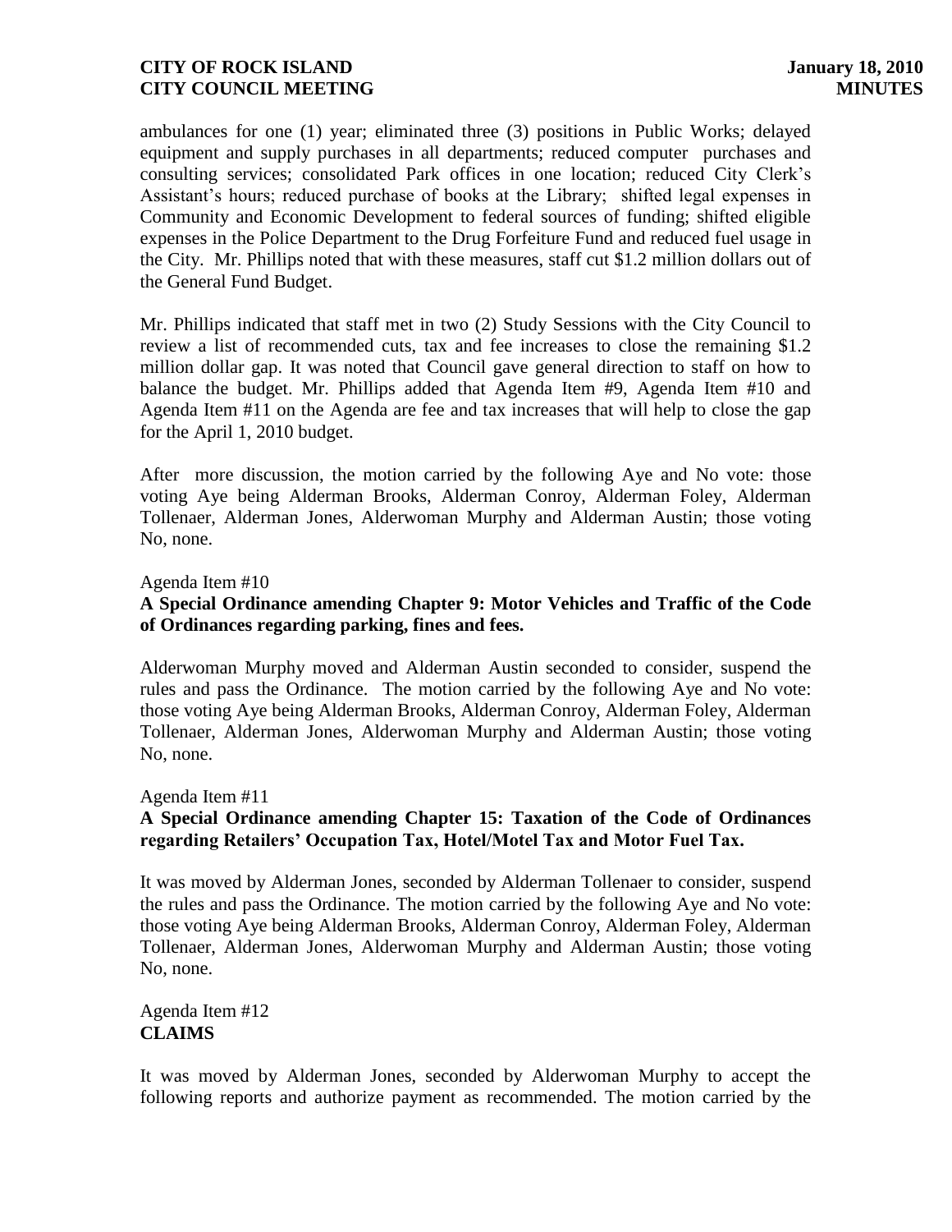ambulances for one (1) year; eliminated three (3) positions in Public Works; delayed equipment and supply purchases in all departments; reduced computer purchases and consulting services; consolidated Park offices in one location; reduced City Clerk's Assistant's hours; reduced purchase of books at the Library; shifted legal expenses in Community and Economic Development to federal sources of funding; shifted eligible expenses in the Police Department to the Drug Forfeiture Fund and reduced fuel usage in the City. Mr. Phillips noted that with these measures, staff cut $1.2 million dollars out of the General Fund Budget.

Mr. Phillips indicated that staff met in two (2) Study Sessions with the City Council to review a list of recommended cuts, tax and fee increases to close the remaining $1.2 million dollar gap. It was noted that Council gave general direction to staff on how to balance the budget. Mr. Phillips added that Agenda Item #9, Agenda Item #10 and Agenda Item #11 on the Agenda are fee and tax increases that will help to close the gap for the April 1, 2010 budget.

After more discussion, the motion carried by the following Aye and No vote: those voting Aye being Alderman Brooks, Alderman Conroy, Alderman Foley, Alderman Tollenaer, Alderman Jones, Alderwoman Murphy and Alderman Austin; those voting No, none.

Agenda Item #10
**A Special Ordinance amending Chapter 9: Motor Vehicles and Traffic of the Code of Ordinances regarding parking, fines and fees.**

Alderwoman Murphy moved and Alderman Austin seconded to consider, suspend the rules and pass the Ordinance. The motion carried by the following Aye and No vote: those voting Aye being Alderman Brooks, Alderman Conroy, Alderman Foley, Alderman Tollenaer, Alderman Jones, Alderwoman Murphy and Alderman Austin; those voting No, none.

Agenda Item #11
**A Special Ordinance amending Chapter 15: Taxation of the Code of Ordinances regarding Retailers' Occupation Tax, Hotel/Motel Tax and Motor Fuel Tax.**

It was moved by Alderman Jones, seconded by Alderman Tollenaer to consider, suspend the rules and pass the Ordinance. The motion carried by the following Aye and No vote: those voting Aye being Alderman Brooks, Alderman Conroy, Alderman Foley, Alderman Tollenaer, Alderman Jones, Alderwoman Murphy and Alderman Austin; those voting No, none.

Agenda Item #12
**CLAIMS**

It was moved by Alderman Jones, seconded by Alderwoman Murphy to accept the following reports and authorize payment as recommended. The motion carried by the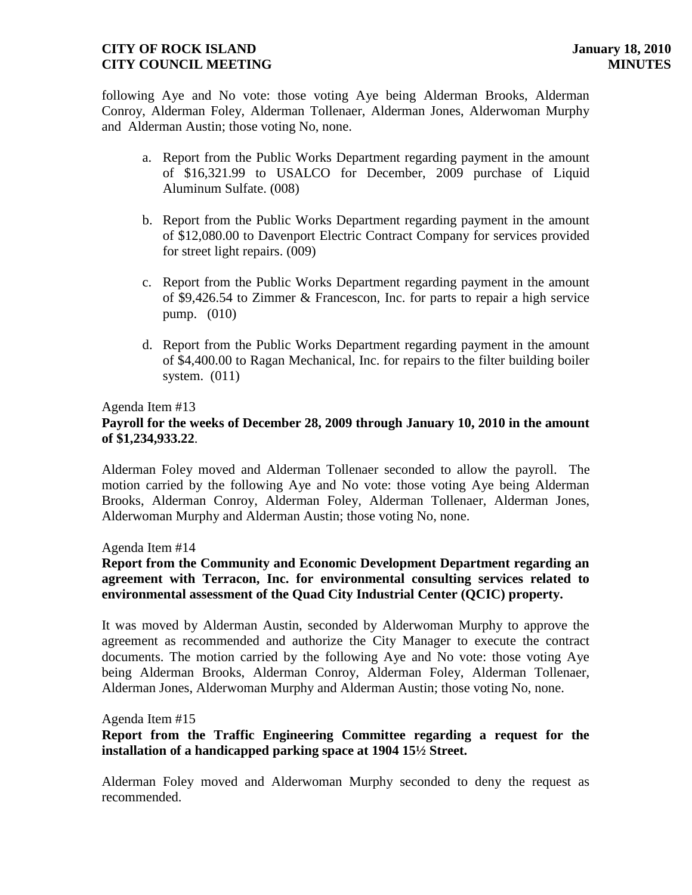following Aye and No vote: those voting Aye being Alderman Brooks, Alderman Conroy, Alderman Foley, Alderman Tollenaer, Alderman Jones, Alderwoman Murphy and Alderman Austin; those voting No, none.

a. Report from the Public Works Department regarding payment in the amount of $16,321.99 to USALCO for December, 2009 purchase of Liquid Aluminum Sulfate. (008)

b. Report from the Public Works Department regarding payment in the amount of $12,080.00 to Davenport Electric Contract Company for services provided for street light repairs. (009)

c. Report from the Public Works Department regarding payment in the amount of $9,426.54 to Zimmer & Francescon, Inc. for parts to repair a high service pump. (010)

d. Report from the Public Works Department regarding payment in the amount of $4,400.00 to Ragan Mechanical, Inc. for repairs to the filter building boiler system. (011)

Agenda Item #13

**Payroll for the weeks of December 28, 2009 through January 10, 2010 in the amount of $1,234,933.22**.

Alderman Foley moved and Alderman Tollenaer seconded to allow the payroll. The motion carried by the following Aye and No vote: those voting Aye being Alderman Brooks, Alderman Conroy, Alderman Foley, Alderman Tollenaer, Alderman Jones, Alderwoman Murphy and Alderman Austin; those voting No, none.

Agenda Item #14

**Report from the Community and Economic Development Department regarding an agreement with Terracon, Inc. for environmental consulting services related to environmental assessment of the Quad City Industrial Center (QCIC) property.**

It was moved by Alderman Austin, seconded by Alderwoman Murphy to approve the agreement as recommended and authorize the City Manager to execute the contract documents. The motion carried by the following Aye and No vote: those voting Aye being Alderman Brooks, Alderman Conroy, Alderman Foley, Alderman Tollenaer, Alderman Jones, Alderwoman Murphy and Alderman Austin; those voting No, none.

Agenda Item #15

**Report from the Traffic Engineering Committee regarding a request for the installation of a handicapped parking space at 1904 15½ Street.**

Alderman Foley moved and Alderwoman Murphy seconded to deny the request as recommended.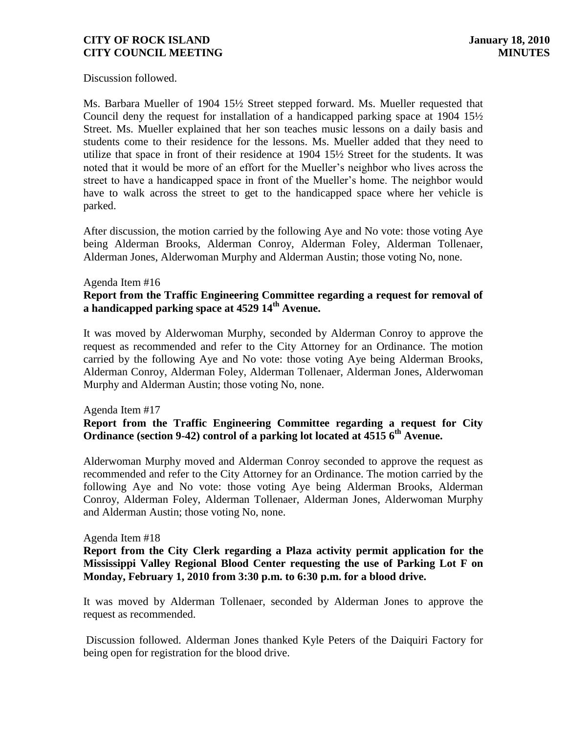Discussion followed.

Ms. Barbara Mueller of 1904 15½ Street stepped forward. Ms. Mueller requested that Council deny the request for installation of a handicapped parking space at 1904 15½ Street. Ms. Mueller explained that her son teaches music lessons on a daily basis and students come to their residence for the lessons. Ms. Mueller added that they need to utilize that space in front of their residence at 1904 15½ Street for the students. It was noted that it would be more of an effort for the Mueller's neighbor who lives across the street to have a handicapped space in front of the Mueller's home. The neighbor would have to walk across the street to get to the handicapped space where her vehicle is parked.

After discussion, the motion carried by the following Aye and No vote: those voting Aye being Alderman Brooks, Alderman Conroy, Alderman Foley, Alderman Tollenaer, Alderman Jones, Alderwoman Murphy and Alderman Austin; those voting No, none.

Agenda Item #16

**Report from the Traffic Engineering Committee regarding a request for removal of a handicapped parking space at 4529 14th Avenue.**

It was moved by Alderwoman Murphy, seconded by Alderman Conroy to approve the request as recommended and refer to the City Attorney for an Ordinance. The motion carried by the following Aye and No vote: those voting Aye being Alderman Brooks, Alderman Conroy, Alderman Foley, Alderman Tollenaer, Alderman Jones, Alderwoman Murphy and Alderman Austin; those voting No, none.

Agenda Item #17

**Report from the Traffic Engineering Committee regarding a request for City Ordinance (section 9-42) control of a parking lot located at 4515 6th Avenue.**

Alderwoman Murphy moved and Alderman Conroy seconded to approve the request as recommended and refer to the City Attorney for an Ordinance. The motion carried by the following Aye and No vote: those voting Aye being Alderman Brooks, Alderman Conroy, Alderman Foley, Alderman Tollenaer, Alderman Jones, Alderwoman Murphy and Alderman Austin; those voting No, none.

Agenda Item #18

**Report from the City Clerk regarding a Plaza activity permit application for the Mississippi Valley Regional Blood Center requesting the use of Parking Lot F on Monday, February 1, 2010 from 3:30 p.m. to 6:30 p.m. for a blood drive.**

It was moved by Alderman Tollenaer, seconded by Alderman Jones to approve the request as recommended.

Discussion followed. Alderman Jones thanked Kyle Peters of the Daiquiri Factory for being open for registration for the blood drive.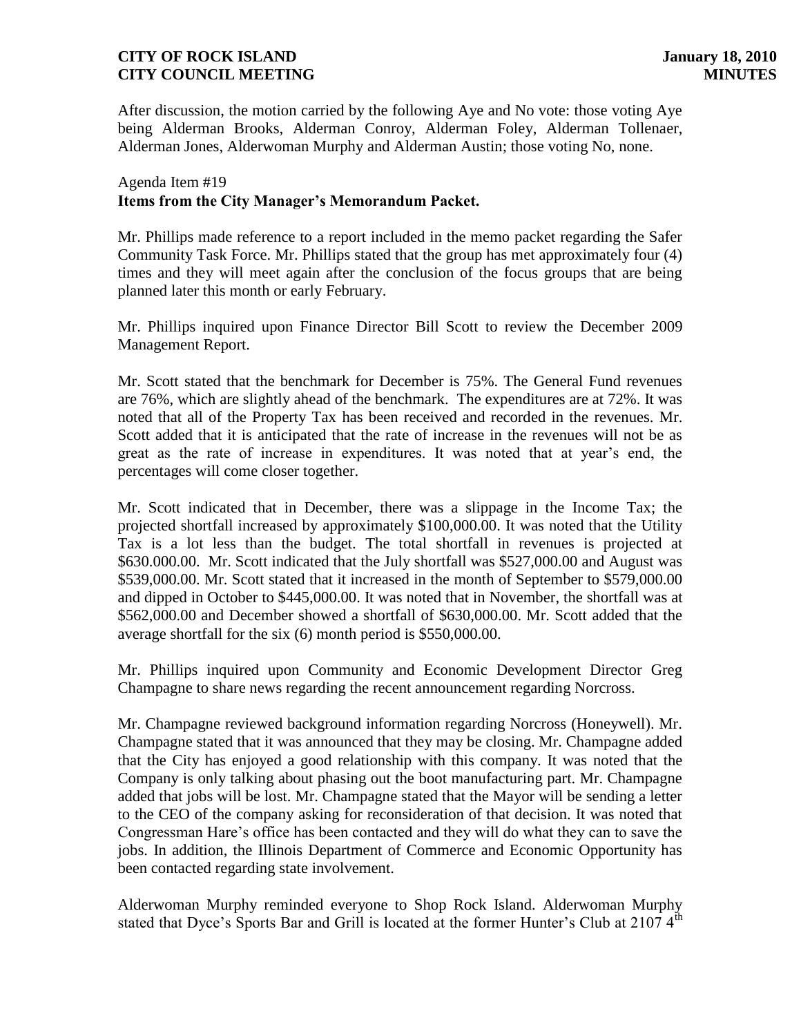After discussion, the motion carried by the following Aye and No vote: those voting Aye being Alderman Brooks, Alderman Conroy, Alderman Foley, Alderman Tollenaer, Alderman Jones, Alderwoman Murphy and Alderman Austin; those voting No, none.

Agenda Item #19
**Items from the City Manager's Memorandum Packet.**

Mr. Phillips made reference to a report included in the memo packet regarding the Safer Community Task Force. Mr. Phillips stated that the group has met approximately four (4) times and they will meet again after the conclusion of the focus groups that are being planned later this month or early February.

Mr. Phillips inquired upon Finance Director Bill Scott to review the December 2009 Management Report.

Mr. Scott stated that the benchmark for December is 75%. The General Fund revenues are 76%, which are slightly ahead of the benchmark. The expenditures are at 72%. It was noted that all of the Property Tax has been received and recorded in the revenues. Mr. Scott added that it is anticipated that the rate of increase in the revenues will not be as great as the rate of increase in expenditures. It was noted that at year's end, the percentages will come closer together.

Mr. Scott indicated that in December, there was a slippage in the Income Tax; the projected shortfall increased by approximately $100,000.00. It was noted that the Utility Tax is a lot less than the budget. The total shortfall in revenues is projected at $630.000.00. Mr. Scott indicated that the July shortfall was $527,000.00 and August was $539,000.00. Mr. Scott stated that it increased in the month of September to $579,000.00 and dipped in October to $445,000.00. It was noted that in November, the shortfall was at $562,000.00 and December showed a shortfall of $630,000.00. Mr. Scott added that the average shortfall for the six (6) month period is $550,000.00.

Mr. Phillips inquired upon Community and Economic Development Director Greg Champagne to share news regarding the recent announcement regarding Norcross.

Mr. Champagne reviewed background information regarding Norcross (Honeywell). Mr. Champagne stated that it was announced that they may be closing. Mr. Champagne added that the City has enjoyed a good relationship with this company. It was noted that the Company is only talking about phasing out the boot manufacturing part. Mr. Champagne added that jobs will be lost. Mr. Champagne stated that the Mayor will be sending a letter to the CEO of the company asking for reconsideration of that decision. It was noted that Congressman Hare's office has been contacted and they will do what they can to save the jobs. In addition, the Illinois Department of Commerce and Economic Opportunity has been contacted regarding state involvement.

Alderwoman Murphy reminded everyone to Shop Rock Island. Alderwoman Murphy stated that Dyce's Sports Bar and Grill is located at the former Hunter's Club at 2107 4th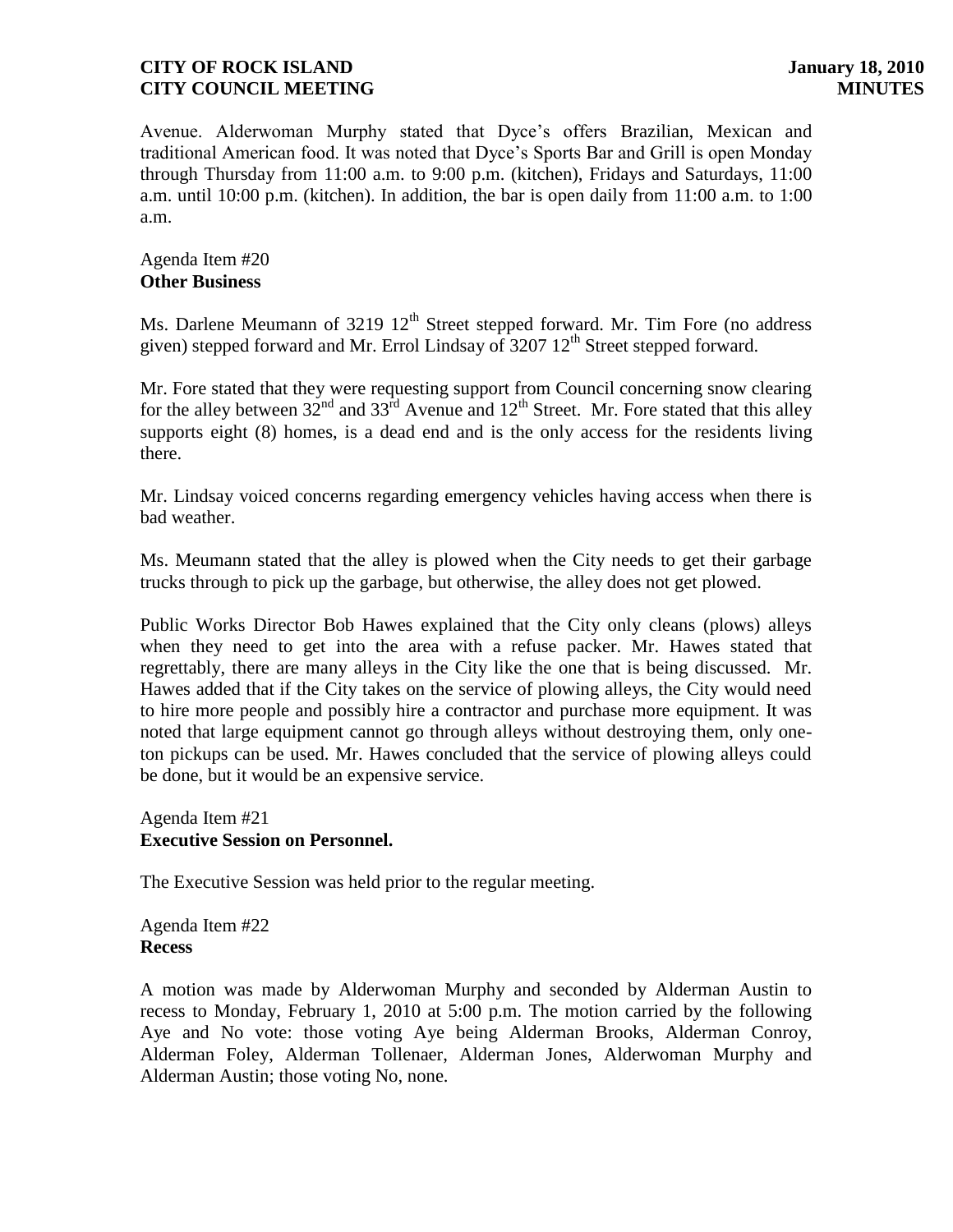Avenue. Alderwoman Murphy stated that Dyce's offers Brazilian, Mexican and traditional American food. It was noted that Dyce's Sports Bar and Grill is open Monday through Thursday from 11:00 a.m. to 9:00 p.m. (kitchen), Fridays and Saturdays, 11:00 a.m. until 10:00 p.m. (kitchen). In addition, the bar is open daily from 11:00 a.m. to 1:00 a.m.

Agenda Item #20
**Other Business**

Ms. Darlene Meumann of 3219 12th Street stepped forward. Mr. Tim Fore (no address given) stepped forward and Mr. Errol Lindsay of 3207 12th Street stepped forward.

Mr. Fore stated that they were requesting support from Council concerning snow clearing for the alley between 32nd and 33rd Avenue and 12th Street. Mr. Fore stated that this alley supports eight (8) homes, is a dead end and is the only access for the residents living there.

Mr. Lindsay voiced concerns regarding emergency vehicles having access when there is bad weather.

Ms. Meumann stated that the alley is plowed when the City needs to get their garbage trucks through to pick up the garbage, but otherwise, the alley does not get plowed.

Public Works Director Bob Hawes explained that the City only cleans (plows) alleys when they need to get into the area with a refuse packer. Mr. Hawes stated that regrettably, there are many alleys in the City like the one that is being discussed. Mr. Hawes added that if the City takes on the service of plowing alleys, the City would need to hire more people and possibly hire a contractor and purchase more equipment. It was noted that large equipment cannot go through alleys without destroying them, only one-ton pickups can be used. Mr. Hawes concluded that the service of plowing alleys could be done, but it would be an expensive service.

Agenda Item #21
**Executive Session on Personnel.**

The Executive Session was held prior to the regular meeting.

Agenda Item #22
**Recess**

A motion was made by Alderwoman Murphy and seconded by Alderman Austin to recess to Monday, February 1, 2010 at 5:00 p.m. The motion carried by the following Aye and No vote: those voting Aye being Alderman Brooks, Alderman Conroy, Alderman Foley, Alderman Tollenaer, Alderman Jones, Alderwoman Murphy and Alderman Austin; those voting No, none.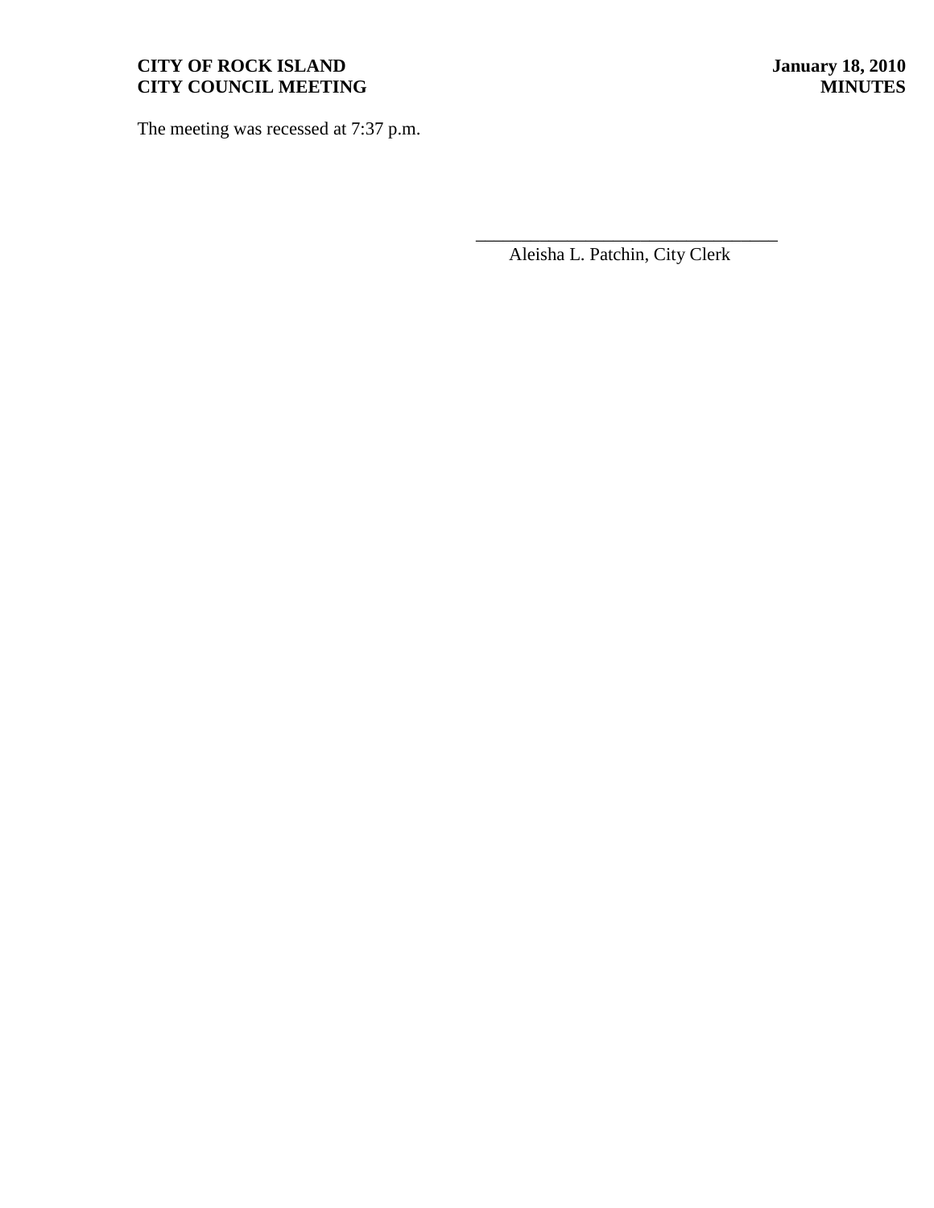The meeting was recessed at 7:37 p.m.

\_\_\_\_\_\_\_\_\_\_\_\_\_\_\_\_\_\_\_\_\_\_\_\_\_\_\_\_\_\_\_\_\_\_

Aleisha L. Patchin, City Clerk